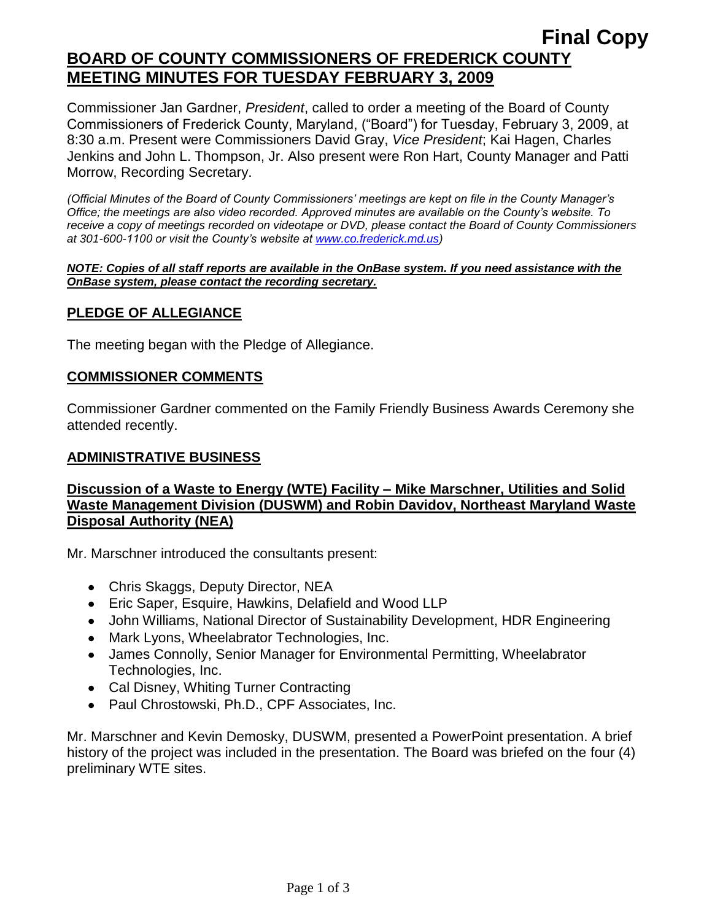**Final Copy**

# BOARD OF COUNTY COMMISSIONERS OF FREDERICK COUNTY MEETING MINUTES FOR TUESDAY FEBRUARY 3, 2009

Commissioner Jan Gardner, *President*, called to order a meeting of the Board of County Commissioners of Frederick County, Maryland, ("Board") for Tuesday, February 3, 2009, at 8:30 a.m. Present were Commissioners David Gray, *Vice President*; Kai Hagen, Charles Jenkins and John L. Thompson, Jr. Also present were Ron Hart, County Manager and Patti Morrow, Recording Secretary.

*(Official Minutes of the Board of County Commissioners' meetings are kept on file in the County Manager's Office; the meetings are also video recorded. Approved minutes are available on the County's website. To receive a copy of meetings recorded on videotape or DVD, please contact the Board of County Commissioners at 301-600-1100 or visit the County's website at www.co.frederick.md.us)*

***NOTE: Copies of all staff reports are available in the OnBase system. If you need assistance with the OnBase system, please contact the recording secretary.***

## PLEDGE OF ALLEGIANCE

The meeting began with the Pledge of Allegiance.

## COMMISSIONER COMMENTS

Commissioner Gardner commented on the Family Friendly Business Awards Ceremony she attended recently.

## ADMINISTRATIVE BUSINESS

### Discussion of a Waste to Energy (WTE) Facility – Mike Marschner, Utilities and Solid Waste Management Division (DUSWM) and Robin Davidov, Northeast Maryland Waste Disposal Authority (NEA)

Mr. Marschner introduced the consultants present:

- Chris Skaggs, Deputy Director, NEA
- Eric Saper, Esquire, Hawkins, Delafield and Wood LLP
- John Williams, National Director of Sustainability Development, HDR Engineering
- Mark Lyons, Wheelabrator Technologies, Inc.
- James Connolly, Senior Manager for Environmental Permitting, Wheelabrator Technologies, Inc.
- Cal Disney, Whiting Turner Contracting
- Paul Chrostowski, Ph.D., CPF Associates, Inc.

Mr. Marschner and Kevin Demosky, DUSWM, presented a PowerPoint presentation. A brief history of the project was included in the presentation. The Board was briefed on the four (4) preliminary WTE sites.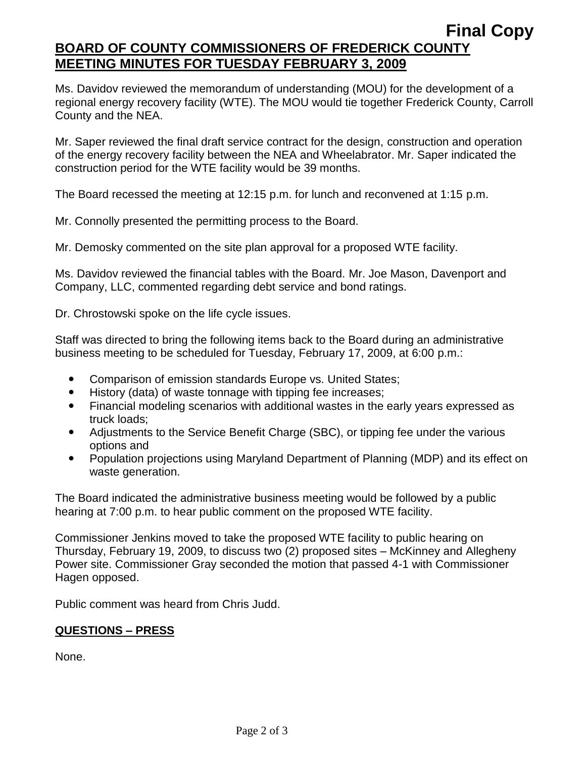**Final Copy**

**BOARD OF COUNTY COMMISSIONERS OF FREDERICK COUNTY**
**MEETING MINUTES FOR TUESDAY FEBRUARY 3, 2009**

Ms. Davidov reviewed the memorandum of understanding (MOU) for the development of a regional energy recovery facility (WTE). The MOU would tie together Frederick County, Carroll County and the NEA.

Mr. Saper reviewed the final draft service contract for the design, construction and operation of the energy recovery facility between the NEA and Wheelabrator. Mr. Saper indicated the construction period for the WTE facility would be 39 months.

The Board recessed the meeting at 12:15 p.m. for lunch and reconvened at 1:15 p.m.

Mr. Connolly presented the permitting process to the Board.

Mr. Demosky commented on the site plan approval for a proposed WTE facility.

Ms. Davidov reviewed the financial tables with the Board. Mr. Joe Mason, Davenport and Company, LLC, commented regarding debt service and bond ratings.

Dr. Chrostowski spoke on the life cycle issues.

Staff was directed to bring the following items back to the Board during an administrative business meeting to be scheduled for Tuesday, February 17, 2009, at 6:00 p.m.:

- Comparison of emission standards Europe vs. United States;
- History (data) of waste tonnage with tipping fee increases;
- Financial modeling scenarios with additional wastes in the early years expressed as truck loads;
- Adjustments to the Service Benefit Charge (SBC), or tipping fee under the various options and
- Population projections using Maryland Department of Planning (MDP) and its effect on waste generation.

The Board indicated the administrative business meeting would be followed by a public hearing at 7:00 p.m. to hear public comment on the proposed WTE facility.

Commissioner Jenkins moved to take the proposed WTE facility to public hearing on Thursday, February 19, 2009, to discuss two (2) proposed sites – McKinney and Allegheny Power site. Commissioner Gray seconded the motion that passed 4-1 with Commissioner Hagen opposed.

Public comment was heard from Chris Judd.

## QUESTIONS – PRESS

None.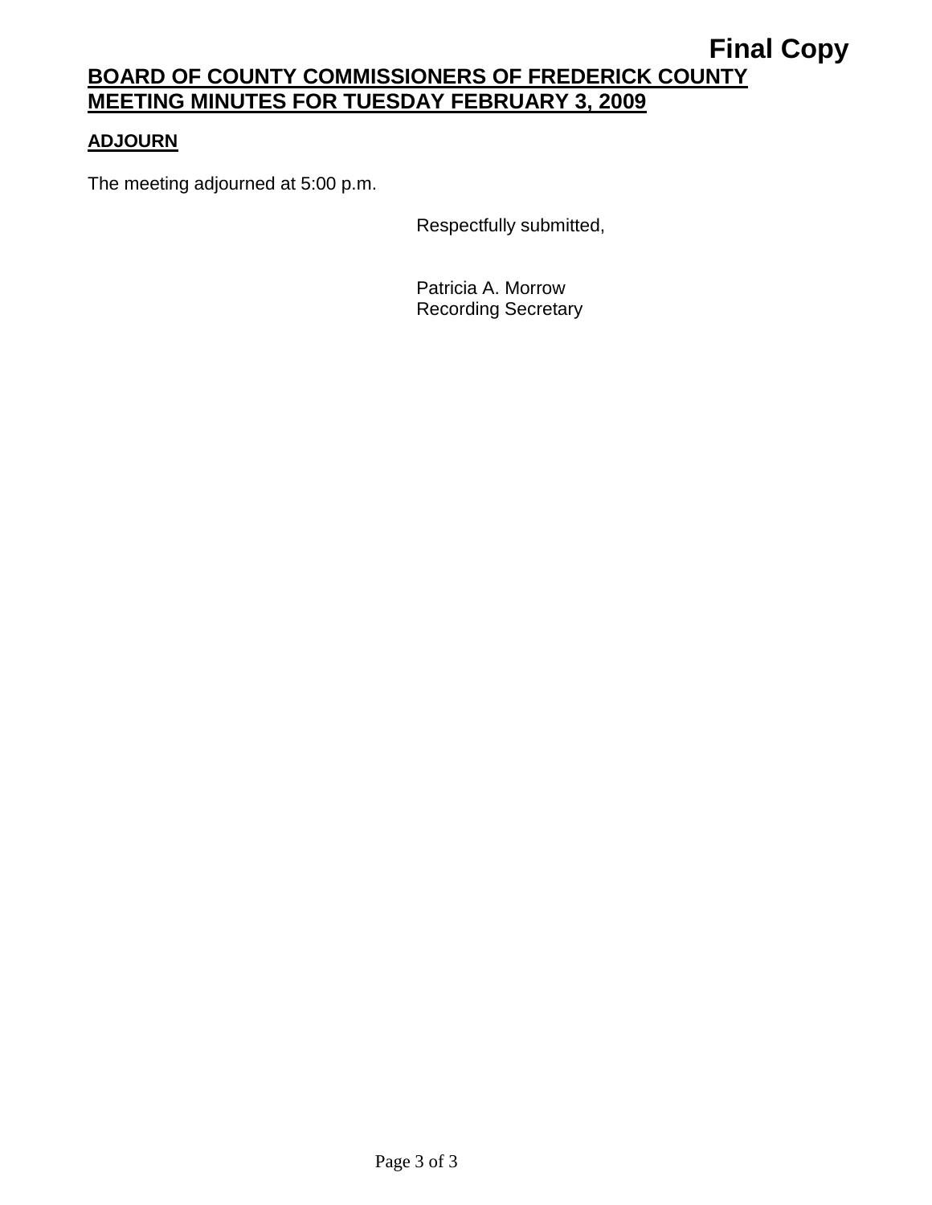**Final Copy**

**BOARD OF COUNTY COMMISSIONERS OF FREDERICK COUNTY**
**MEETING MINUTES FOR TUESDAY FEBRUARY 3, 2009**

**ADJOURN**

The meeting adjourned at 5:00 p.m.

Respectfully submitted,

Patricia A. Morrow
Recording Secretary